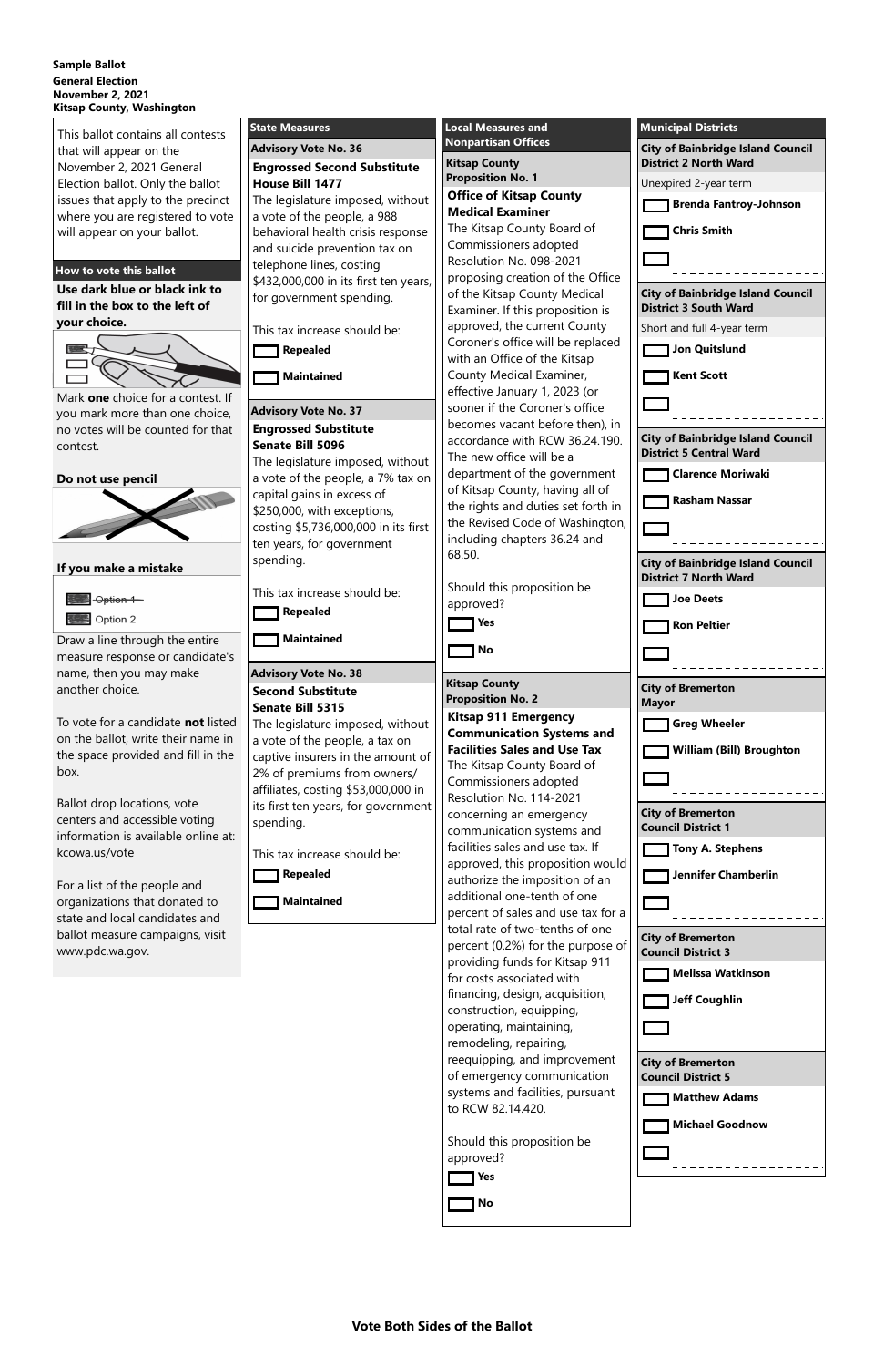**Sample Ballot**
**General Election**
**November 2, 2021**
**Kitsap County, Washington**

This ballot contains all contests that will appear on the November 2, 2021 General Election ballot. Only the ballot issues that apply to the precinct where you are registered to vote will appear on your ballot.

### How to vote this ballot

**Use dark blue or black ink to fill in the box to the left of your choice.**

Mark **one** choice for a contest. If you mark more than one choice, no votes will be counted for that contest.

**Do not use pencil**

**If you make a mistake**

~~Option 1~~
Option 2

Draw a line through the entire measure response or candidate's name, then you may make another choice.

To vote for a candidate **not** listed on the ballot, write their name in the space provided and fill in the box.

Ballot drop locations, vote centers and accessible voting information is available online at: kcowa.us/vote

For a list of the people and organizations that donated to state and local candidates and ballot measure campaigns, visit www.pdc.wa.gov.

## State Measures

### Advisory Vote No. 36

**Engrossed Second Substitute House Bill 1477**

The legislature imposed, without a vote of the people, a 988 behavioral health crisis response and suicide prevention tax on telephone lines, costing $432,000,000 in its first ten years, for government spending.

This tax increase should be:

- ☐ **Repealed**
- ☐ **Maintained**

### Advisory Vote No. 37

**Engrossed Substitute Senate Bill 5096**

The legislature imposed, without a vote of the people, a 7% tax on capital gains in excess of $250,000, with exceptions, costing $5,736,000,000 in its first ten years, for government spending.

This tax increase should be:

- ☐ **Repealed**
- ☐ **Maintained**

### Advisory Vote No. 38

**Second Substitute Senate Bill 5315**

The legislature imposed, without a vote of the people, a tax on captive insurers in the amount of 2% of premiums from owners/affiliates, costing $53,000,000 in its first ten years, for government spending.

This tax increase should be:

- ☐ **Repealed**
- ☐ **Maintained**

## Local Measures and Nonpartisan Offices

### Kitsap County Proposition No. 1

**Office of Kitsap County Medical Examiner**

The Kitsap County Board of Commissioners adopted Resolution No. 098-2021 proposing creation of the Office of the Kitsap County Medical Examiner. If this proposition is approved, the current County Coroner's office will be replaced with an Office of the Kitsap County Medical Examiner, effective January 1, 2023 (or sooner if the Coroner's office becomes vacant before then), in accordance with RCW 36.24.190. The new office will be a department of the government of Kitsap County, having all of the rights and duties set forth in the Revised Code of Washington, including chapters 36.24 and 68.50.

Should this proposition be approved?

- ☐ **Yes**
- ☐ **No**

### Kitsap County Proposition No. 2

**Kitsap 911 Emergency Communication Systems and Facilities Sales and Use Tax**

The Kitsap County Board of Commissioners adopted Resolution No. 114-2021 concerning an emergency communication systems and facilities sales and use tax. If approved, this proposition would authorize the imposition of an additional one-tenth of one percent of sales and use tax for a total rate of two-tenths of one percent (0.2%) for the purpose of providing funds for Kitsap 911 for costs associated with financing, design, acquisition, construction, equipping, operating, maintaining, remodeling, repairing, reequipping, and improvement of emergency communication systems and facilities, pursuant to RCW 82.14.420.

Should this proposition be approved?

- ☐ **Yes**
- ☐ **No**

## Municipal Districts

### City of Bainbridge Island Council District 2 North Ward

Unexpired 2-year term

- ☐ **Brenda Fantroy-Johnson**
- ☐ **Chris Smith**
- ☐ _______________

### City of Bainbridge Island Council District 3 South Ward

Short and full 4-year term

- ☐ **Jon Quitslund**
- ☐ **Kent Scott**
- ☐ _______________

### City of Bainbridge Island Council District 5 Central Ward

- ☐ **Clarence Moriwaki**
- ☐ **Rasham Nassar**
- ☐ _______________

### City of Bainbridge Island Council District 7 North Ward

- ☐ **Joe Deets**
- ☐ **Ron Peltier**
- ☐ _______________

### City of Bremerton Mayor

- ☐ **Greg Wheeler**
- ☐ **William (Bill) Broughton**
- ☐ _______________

### City of Bremerton Council District 1

- ☐ **Tony A. Stephens**
- ☐ **Jennifer Chamberlin**
- ☐ _______________

### City of Bremerton Council District 3

- ☐ **Melissa Watkinson**
- ☐ **Jeff Coughlin**
- ☐ _______________

### City of Bremerton Council District 5

- ☐ **Matthew Adams**
- ☐ **Michael Goodnow**
- ☐ _______________

**Vote Both Sides of the Ballot**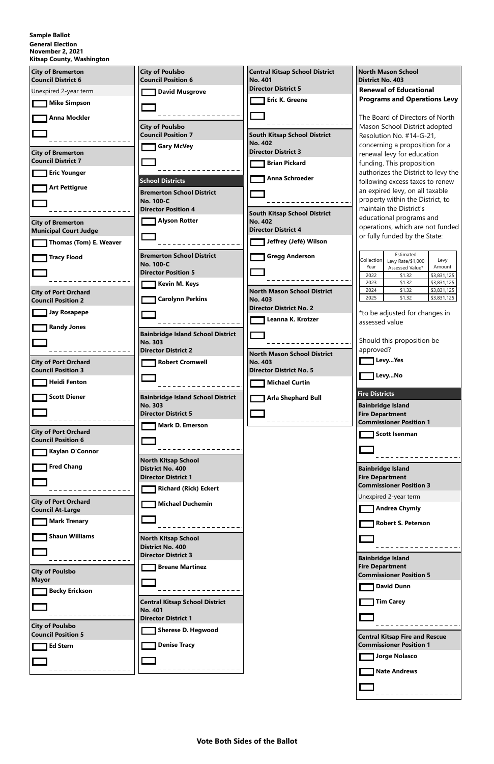**Sample Ballot**
**General Election**
**November 2, 2021**
**Kitsap County, Washington**

### City of Bremerton Council District 6

Unexpired 2-year term

- [ ] Mike Simpson
- [ ] Anna Mockler
- [ ] ________________

### City of Bremerton Council District 7

- [ ] Eric Younger
- [ ] Art Pettigrue
- [ ] ________________

### City of Bremerton Municipal Court Judge

- [ ] Thomas (Tom) E. Weaver
- [ ] Tracy Flood
- [ ] ________________

### City of Port Orchard Council Position 2

- [ ] Jay Rosapepe
- [ ] Randy Jones
- [ ] ________________

### City of Port Orchard Council Position 3

- [ ] Heidi Fenton
- [ ] Scott Diener
- [ ] ________________

### City of Port Orchard Council Position 6

- [ ] Kaylan O'Connor
- [ ] Fred Chang
- [ ] ________________

### City of Port Orchard Council At-Large

- [ ] Mark Trenary
- [ ] Shaun Williams
- [ ] ________________

### City of Poulsbo Mayor

- [ ] Becky Erickson
- [ ] ________________

### City of Poulsbo Council Position 5

- [ ] Ed Stern
- [ ] ________________

### City of Poulsbo Council Position 6

- [ ] David Musgrove
- [ ] ________________

### City of Poulsbo Council Position 7

- [ ] Gary McVey
- [ ] ________________

## School Districts

### Bremerton School District No. 100-C Director Position 4

- [ ] Alyson Rotter
- [ ] ________________

### Bremerton School District No. 100-C Director Position 5

- [ ] Kevin M. Keys
- [ ] Carolynn Perkins
- [ ] ________________

### Bainbridge Island School District No. 303 Director District 2

- [ ] Robert Cromwell
- [ ] ________________

### Bainbridge Island School District No. 303 Director District 5

- [ ] Mark D. Emerson
- [ ] ________________

### North Kitsap School District No. 400 Director District 1

- [ ] Richard (Rick) Eckert
- [ ] Michael Duchemin
- [ ] ________________

### North Kitsap School District No. 400 Director District 3

- [ ] Breane Martinez
- [ ] ________________

### Central Kitsap School District No. 401 Director District 1

- [ ] Sherese D. Hegwood
- [ ] Denise Tracy
- [ ] ________________

### Central Kitsap School District No. 401 Director District 5

- [ ] Eric K. Greene
- [ ] ________________

### South Kitsap School District No. 402 Director District 3

- [ ] Brian Pickard
- [ ] Anna Schroeder
- [ ] ________________

### South Kitsap School District No. 402 Director District 4

- [ ] Jeffrey (Jefé) Wilson
- [ ] Gregg Anderson
- [ ] ________________

### North Mason School District No. 403 Director District No. 2

- [ ] Leanna K. Krotzer
- [ ] ________________

### North Mason School District No. 403 Director District No. 5

- [ ] Michael Curtin
- [ ] Arla Shephard Bull
- [ ] ________________

### North Mason School District No. 403

**Renewal of Educational Programs and Operations Levy**

The Board of Directors of North Mason School District adopted Resolution No. #14-G-21, concerning a proposition for a renewal levy for education funding. This proposition authorizes the District to levy the following excess taxes to renew an expired levy, on all taxable property within the District, to maintain the District's educational programs and operations, which are not funded or fully funded by the State:

| Collection Year | Estimated Levy Rate/$1,000 Assessed Value* | Levy Amount |
|---|---|---|
| 2022 | $1.32 | $3,831,125 |
| 2023 | $1.32 | $3,831,125 |
| 2024 | $1.32 | $3,831,125 |
| 2025 | $1.32 | $3,831,125 |

*to be adjusted for changes in assessed value

Should this proposition be approved?

- [ ] Levy...Yes
- [ ] Levy...No

## Fire Districts

### Bainbridge Island Fire Department Commissioner Position 1

- [ ] Scott Isenman
- [ ] ________________

### Bainbridge Island Fire Department Commissioner Position 3

Unexpired 2-year term

- [ ] Andrea Chymiy
- [ ] Robert S. Peterson
- [ ] ________________

### Bainbridge Island Fire Department Commissioner Position 5

- [ ] David Dunn
- [ ] Tim Carey
- [ ] ________________

### Central Kitsap Fire and Rescue Commissioner Position 1

- [ ] Jorge Nolasco
- [ ] Nate Andrews
- [ ] ________________

**Vote Both Sides of the Ballot**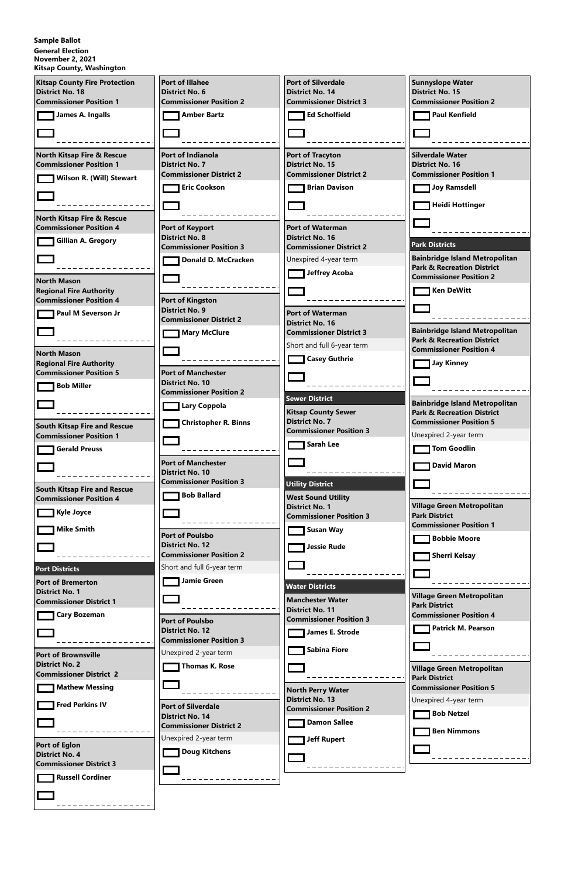**Sample Ballot**
**General Election**
**November 2, 2021**
**Kitsap County, Washington**

**Kitsap County Fire Protection District No. 18**
**Commissioner Position 1**

- ☐ James A. Ingalls
- ☐ ________________

**North Kitsap Fire & Rescue**
**Commissioner Position 1**

- ☐ Wilson R. (Will) Stewart
- ☐ ________________

**North Kitsap Fire & Rescue**
**Commissioner Position 4**

- ☐ Gillian A. Gregory
- ☐ ________________

**North Mason Regional Fire Authority**
**Commissioner Position 4**

- ☐ Paul M Severson Jr
- ☐ ________________

**North Mason Regional Fire Authority**
**Commissioner Position 5**

- ☐ Bob Miller
- ☐ ________________

**South Kitsap Fire and Rescue**
**Commissioner Position 1**

- ☐ Gerald Preuss
- ☐ ________________

**South Kitsap Fire and Rescue**
**Commissioner Position 4**

- ☐ Kyle Joyce
- ☐ Mike Smith
- ☐ ________________

## Port Districts

**Port of Bremerton District No. 1**
**Commissioner District 1**

- ☐ Cary Bozeman
- ☐ ________________

**Port of Brownsville District No. 2**
**Commissioner District 2**

- ☐ Mathew Messing
- ☐ Fred Perkins IV
- ☐ ________________

**Port of Eglon District No. 4**
**Commissioner District 3**

- ☐ Russell Cordiner
- ☐ ________________

**Port of Illahee District No. 6**
**Commissioner Position 2**

- ☐ Amber Bartz
- ☐ ________________

**Port of Indianola District No. 7**
**Commissioner District 2**

- ☐ Eric Cookson
- ☐ ________________

**Port of Keyport District No. 8**
**Commissioner Position 3**

- ☐ Donald D. McCracken
- ☐ ________________

**Port of Kingston District No. 9**
**Commissioner District 2**

- ☐ Mary McClure
- ☐ ________________

**Port of Manchester District No. 10**
**Commissioner Position 2**

- ☐ Lary Coppola
- ☐ Christopher R. Binns
- ☐ ________________

**Port of Manchester District No. 10**
**Commissioner Position 3**

- ☐ Bob Ballard
- ☐ ________________

**Port of Poulsbo District No. 12**
**Commissioner Position 2**

Short and full 6-year term

- ☐ Jamie Green
- ☐ ________________

**Port of Poulsbo District No. 12**
**Commissioner Position 3**

Unexpired 2-year term

- ☐ Thomas K. Rose
- ☐ ________________

**Port of Silverdale District No. 14**
**Commissioner District 2**

Unexpired 2-year term

- ☐ Doug Kitchens
- ☐ ________________

**Port of Silverdale District No. 14**
**Commissioner District 3**

- ☐ Ed Scholfield
- ☐ ________________

**Port of Tracyton District No. 15**
**Commissioner District 2**

- ☐ Brian Davison
- ☐ ________________

**Port of Waterman District No. 16**
**Commissioner District 2**

Unexpired 4-year term

- ☐ Jeffrey Acoba
- ☐ ________________

**Port of Waterman District No. 16**
**Commissioner District 3**

Short and full 6-year term

- ☐ Casey Guthrie
- ☐ ________________

## Sewer District

**Kitsap County Sewer District No. 7**
**Commissioner Position 3**

- ☐ Sarah Lee
- ☐ ________________

## Utility District

**West Sound Utility District No. 1**
**Commissioner Position 3**

- ☐ Susan Way
- ☐ Jessie Rude
- ☐ ________________

## Water Districts

**Manchester Water District No. 11**
**Commissioner Position 3**

- ☐ James E. Strode
- ☐ Sabina Fiore
- ☐ ________________

**North Perry Water District No. 13**
**Commissioner Position 2**

- ☐ Damon Sallee
- ☐ Jeff Rupert
- ☐ ________________

**Sunnyslope Water District No. 15**
**Commissioner Position 2**

- ☐ Paul Kenfield
- ☐ ________________

**Silverdale Water District No. 16**
**Commissioner Position 1**

- ☐ Joy Ramsdell
- ☐ Heidi Hottinger
- ☐ ________________

## Park Districts

**Bainbridge Island Metropolitan Park & Recreation District**
**Commissioner Position 2**

- ☐ Ken DeWitt
- ☐ ________________

**Bainbridge Island Metropolitan Park & Recreation District**
**Commissioner Position 4**

- ☐ Jay Kinney
- ☐ ________________

**Bainbridge Island Metropolitan Park & Recreation District**
**Commissioner Position 5**

Unexpired 2-year term

- ☐ Tom Goodlin
- ☐ David Maron
- ☐ ________________

**Village Green Metropolitan Park District**
**Commissioner Position 1**

- ☐ Bobbie Moore
- ☐ Sherri Kelsay
- ☐ ________________

**Village Green Metropolitan Park District**
**Commissioner Position 4**

- ☐ Patrick M. Pearson
- ☐ ________________

**Village Green Metropolitan Park District**
**Commissioner Position 5**

Unexpired 4-year term

- ☐ Bob Netzel
- ☐ Ben Nimmons
- ☐ ________________